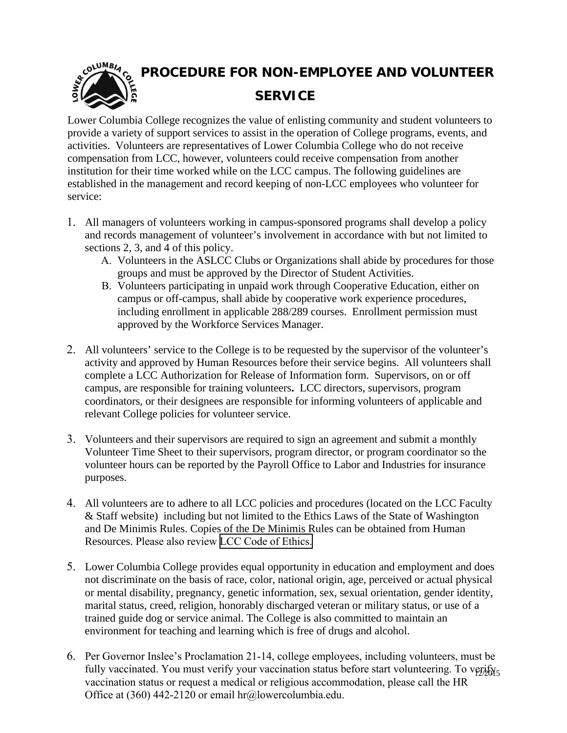# PROCEDURE FOR NON-EMPLOYEE AND VOLUNTEER SERVICE

Lower Columbia College recognizes the value of enlisting community and student volunteers to provide a variety of support services to assist in the operation of College programs, events, and activities. Volunteers are representatives of Lower Columbia College who do not receive compensation from LCC, however, volunteers could receive compensation from another institution for their time worked while on the LCC campus. The following guidelines are established in the management and record keeping of non-LCC employees who volunteer for service:

1. All managers of volunteers working in campus-sponsored programs shall develop a policy and records management of volunteer's involvement in accordance with but not limited to sections 2, 3, and 4 of this policy.
   A. Volunteers in the ASLCC Clubs or Organizations shall abide by procedures for those groups and must be approved by the Director of Student Activities.
   B. Volunteers participating in unpaid work through Cooperative Education, either on campus or off-campus, shall abide by cooperative work experience procedures, including enrollment in applicable 288/289 courses. Enrollment permission must approved by the Workforce Services Manager.

2. All volunteers' service to the College is to be requested by the supervisor of the volunteer's activity and approved by Human Resources before their service begins. All volunteers shall complete a LCC Authorization for Release of Information form. Supervisors, on or off campus, are responsible for training volunteers**.** LCC directors, supervisors, program coordinators, or their designees are responsible for informing volunteers of applicable and relevant College policies for volunteer service.

3. Volunteers and their supervisors are required to sign an agreement and submit a monthly Volunteer Time Sheet to their supervisors, program director, or program coordinator so the volunteer hours can be reported by the Payroll Office to Labor and Industries for insurance purposes.

4. All volunteers are to adhere to all LCC policies and procedures (located on the LCC Faculty & Staff website) including but not limited to the Ethics Laws of the State of Washington and De Minimis Rules. Copies of the De Minimis Rules can be obtained from Human Resources. Please also review LCC Code of Ethics.

5. Lower Columbia College provides equal opportunity in education and employment and does not discriminate on the basis of race, color, national origin, age, perceived or actual physical or mental disability, pregnancy, genetic information, sex, sexual orientation, gender identity, marital status, creed, religion, honorably discharged veteran or military status, or use of a trained guide dog or service animal. The College is also committed to maintain an environment for teaching and learning which is free of drugs and alcohol.

6. Per Governor Inslee's Proclamation 21-14, college employees, including volunteers, must be fully vaccinated. You must verify your vaccination status before start volunteering. To verify vaccination status or request a medical or religious accommodation, please call the HR Office at (360) 442-2120 or email hr@lowercolumbia.edu.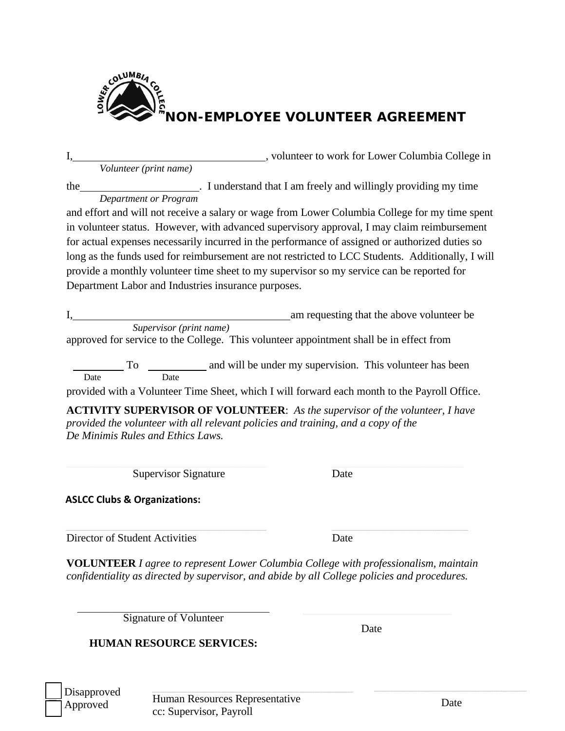# NON-EMPLOYEE VOLUNTEER AGREEMENT

I, ___________________________________, volunteer to work for Lower Columbia College in
*Volunteer (print name)*

the______________________. I understand that I am freely and willingly providing my time
*Department or Program*

and effort and will not receive a salary or wage from Lower Columbia College for my time spent in volunteer status. However, with advanced supervisory approval, I may claim reimbursement for actual expenses necessarily incurred in the performance of assigned or authorized duties so long as the funds used for reimbursement are not restricted to LCC Students. Additionally, I will provide a monthly volunteer time sheet to my supervisor so my service can be reported for Department Labor and Industries insurance purposes.

I, ________________________________________am requesting that the above volunteer be
*Supervisor (print name)*

approved for service to the College. This volunteer appointment shall be in effect from

_________ To ___________ and will be under my supervision. This volunteer has been
Date Date

provided with a Volunteer Time Sheet, which I will forward each month to the Payroll Office.

**ACTIVITY SUPERVISOR OF VOLUNTEER**: *As the supervisor of the volunteer, I have provided the volunteer with all relevant policies and training, and a copy of the De Minimis Rules and Ethics Laws.*

Supervisor Signature Date

**ASLCC Clubs & Organizations:**

Director of Student Activities Date

**VOLUNTEER** *I agree to represent Lower Columbia College with professionalism, maintain confidentiality as directed by supervisor, and abide by all College policies and procedures.*

___________________________________
Signature of Volunteer Date

**HUMAN RESOURCE SERVICES:**

☐ Disapproved
☐ Approved

Human Resources Representative Date
cc: Supervisor, Payroll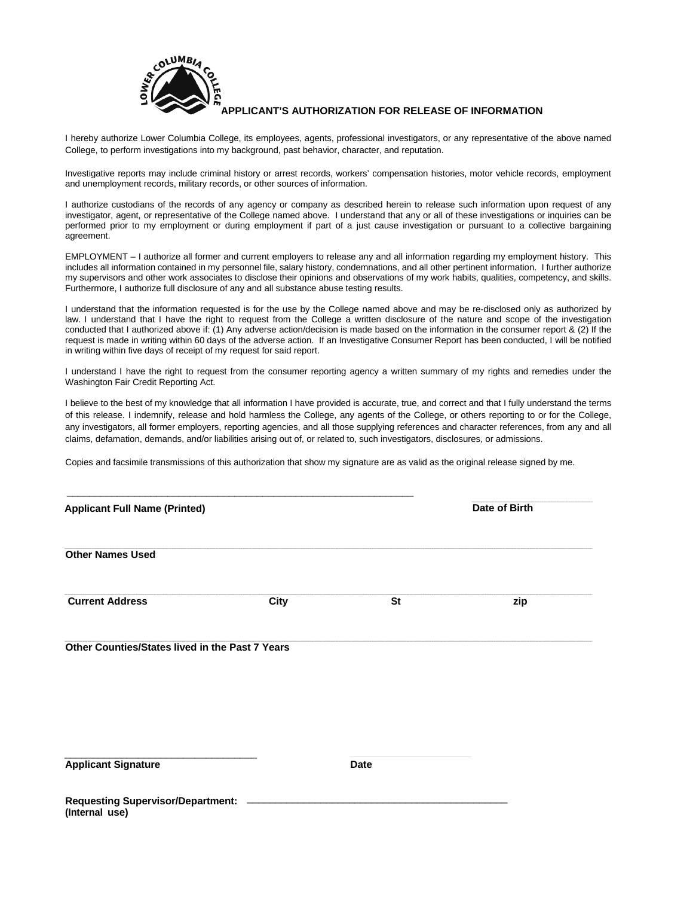# APPLICANT'S AUTHORIZATION FOR RELEASE OF INFORMATION

I hereby authorize Lower Columbia College, its employees, agents, professional investigators, or any representative of the above named College, to perform investigations into my background, past behavior, character, and reputation.

Investigative reports may include criminal history or arrest records, workers' compensation histories, motor vehicle records, employment and unemployment records, military records, or other sources of information.

I authorize custodians of the records of any agency or company as described herein to release such information upon request of any investigator, agent, or representative of the College named above. I understand that any or all of these investigations or inquiries can be performed prior to my employment or during employment if part of a just cause investigation or pursuant to a collective bargaining agreement.

EMPLOYMENT – I authorize all former and current employers to release any and all information regarding my employment history. This includes all information contained in my personnel file, salary history, condemnations, and all other pertinent information. I further authorize my supervisors and other work associates to disclose their opinions and observations of my work habits, qualities, competency, and skills. Furthermore, I authorize full disclosure of any and all substance abuse testing results.

I understand that the information requested is for the use by the College named above and may be re-disclosed only as authorized by law. I understand that I have the right to request from the College a written disclosure of the nature and scope of the investigation conducted that I authorized above if: (1) Any adverse action/decision is made based on the information in the consumer report & (2) If the request is made in writing within 60 days of the adverse action. If an Investigative Consumer Report has been conducted, I will be notified in writing within five days of receipt of my request for said report.

I understand I have the right to request from the consumer reporting agency a written summary of my rights and remedies under the Washington Fair Credit Reporting Act.

I believe to the best of my knowledge that all information I have provided is accurate, true, and correct and that I fully understand the terms of this release. I indemnify, release and hold harmless the College, any agents of the College, or others reporting to or for the College, any investigators, all former employers, reporting agencies, and all those supplying references and character references, from any and all claims, defamation, demands, and/or liabilities arising out of, or related to, such investigators, disclosures, or admissions.

Copies and facsimile transmissions of this authorization that show my signature are as valid as the original release signed by me.

______________________________________________________________ ____________________

**Applicant Full Name (Printed)** **Date of Birth**

______________________________________________________________________________

**Other Names Used**

______________________________________________________________________________

**Current Address** **City** **St** **zip**

______________________________________________________________________________

**Other Counties/States lived in the Past 7 Years**

__________________________________ ____________________

**Applicant Signature** **Date**

**Requesting Supervisor/Department:** ______________________________________________
**(Internal use)**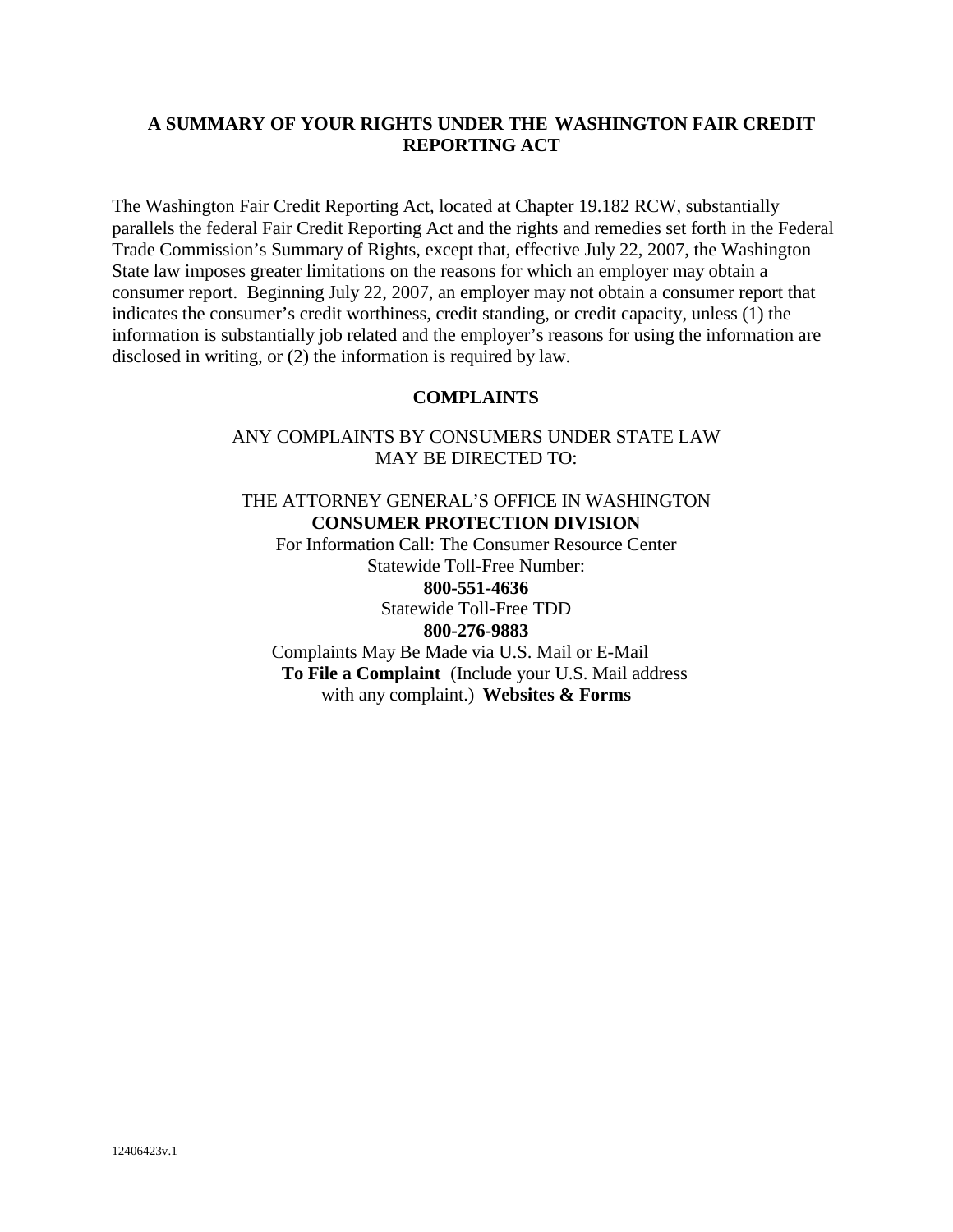## A SUMMARY OF YOUR RIGHTS UNDER THE WASHINGTON FAIR CREDIT REPORTING ACT

The Washington Fair Credit Reporting Act, located at Chapter 19.182 RCW, substantially parallels the federal Fair Credit Reporting Act and the rights and remedies set forth in the Federal Trade Commission's Summary of Rights, except that, effective July 22, 2007, the Washington State law imposes greater limitations on the reasons for which an employer may obtain a consumer report. Beginning July 22, 2007, an employer may not obtain a consumer report that indicates the consumer's credit worthiness, credit standing, or credit capacity, unless (1) the information is substantially job related and the employer's reasons for using the information are disclosed in writing, or (2) the information is required by law.

### COMPLAINTS

ANY COMPLAINTS BY CONSUMERS UNDER STATE LAW MAY BE DIRECTED TO:

THE ATTORNEY GENERAL'S OFFICE IN WASHINGTON
**CONSUMER PROTECTION DIVISION**
For Information Call: The Consumer Resource Center
Statewide Toll-Free Number:
**800-551-4636**
Statewide Toll-Free TDD
**800-276-9883**
Complaints May Be Made via U.S. Mail or E-Mail
**To File a Complaint** (Include your U.S. Mail address with any complaint.) **Websites & Forms**

12406423v.1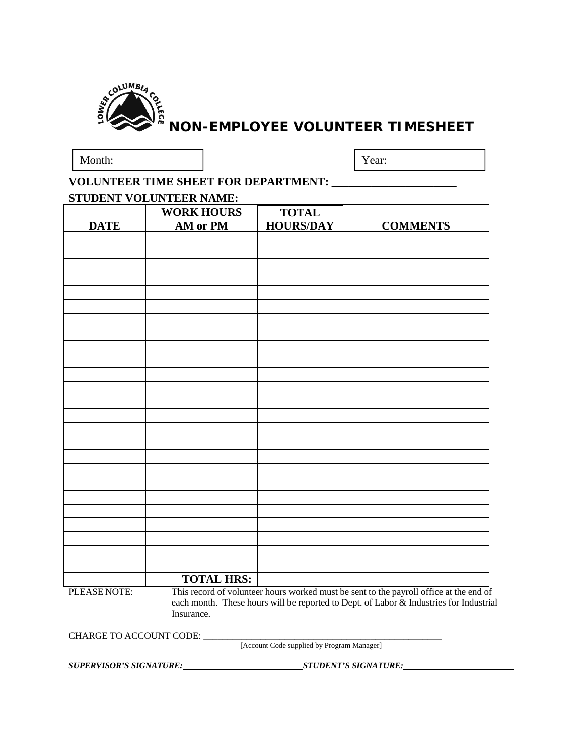LOWER COLUMBIA COLLEGE

# NON-EMPLOYEE VOLUNTEER TIMESHEET

Month: | Year:

**VOLUNTEER TIME SHEET FOR DEPARTMENT: ______________________**

**STUDENT VOLUNTEER NAME:**

| DATE | WORK HOURS AM or PM | TOTAL HOURS/DAY | COMMENTS |
|---|---|---|---|
| | | | |
| | | | |
| | | | |
| | | | |
| | | | |
| | | | |
| | | | |
| | | | |
| | | | |
| | | | |
| | | | |
| | | | |
| | | | |
| | | | |
| | | | |
| | | | |
| | | | |
| | | | |
| | | | |
| | | | |
| | | | |
| | | | |
| | | | |
| | | | |
| | | | |
| | **TOTAL HRS:** | | |

PLEASE NOTE: This record of volunteer hours worked must be sent to the payroll office at the end of each month. These hours will be reported to Dept. of Labor & Industries for Industrial Insurance.

CHARGE TO ACCOUNT CODE: ____________________________________________________
[Account Code supplied by Program Manager]

***SUPERVISOR'S SIGNATURE:*** ___________________________ ***STUDENT'S SIGNATURE:*** _________________________